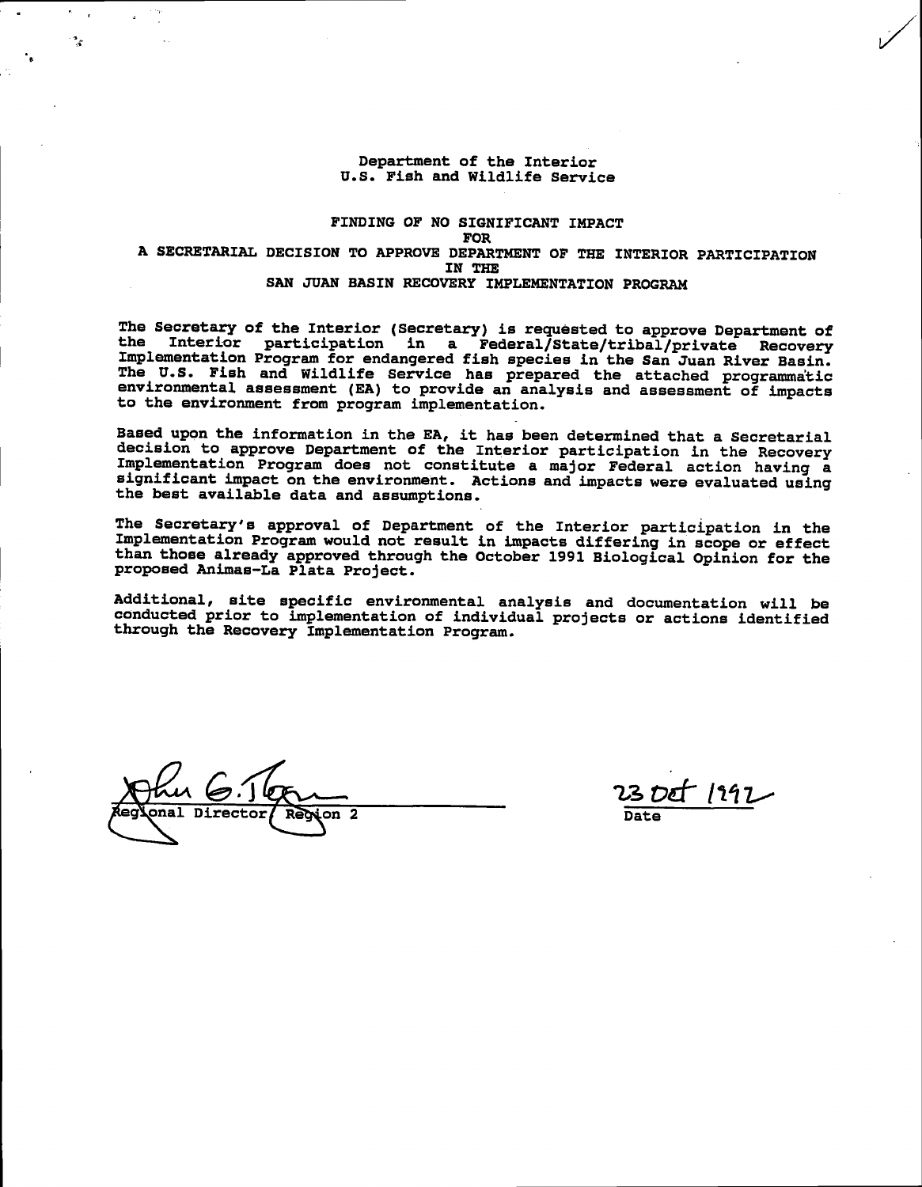Department of the Interior
U.S. Fish and Wildlife Service

# FINDING OF NO SIGNIFICANT IMPACT
# FOR
# A SECRETARIAL DECISION TO APPROVE DEPARTMENT OF THE INTERIOR PARTICIPATION
# IN THE
# SAN JUAN BASIN RECOVERY IMPLEMENTATION PROGRAM

The Secretary of the Interior (Secretary) is requested to approve Department of the Interior participation in a Federal/State/tribal/private Recovery Implementation Program for endangered fish species in the San Juan River Basin. The U.S. Fish and Wildlife Service has prepared the attached programmatic environmental assessment (EA) to provide an analysis and assessment of impacts to the environment from program implementation.

Based upon the information in the EA, it has been determined that a Secretarial decision to approve Department of the Interior participation in the Recovery Implementation Program does not constitute a major Federal action having a significant impact on the environment. Actions and impacts were evaluated using the best available data and assumptions.

The Secretary's approval of Department of the Interior participation in the Implementation Program would not result in impacts differing in scope or effect than those already approved through the October 1991 Biological Opinion for the proposed Animas-La Plata Project.

Additional, site specific environmental analysis and documentation will be conducted prior to implementation of individual projects or actions identified through the Recovery Implementation Program.

John G. Rogers
Regional Director, Region 2

23 Oct 1992
Date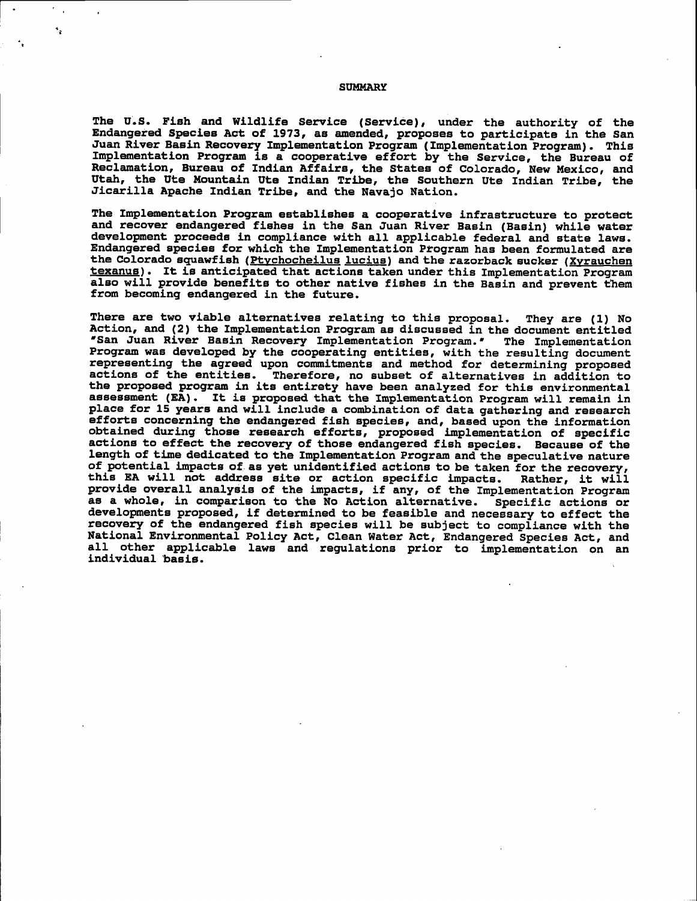## SUMMARY

The U.S. Fish and Wildlife Service (Service), under the authority of the Endangered Species Act of 1973, as amended, proposes to participate in the San Juan River Basin Recovery Implementation Program (Implementation Program). This Implementation Program is a cooperative effort by the Service, the Bureau of Reclamation, Bureau of Indian Affairs, the States of Colorado, New Mexico, and Utah, the Ute Mountain Ute Indian Tribe, the Southern Ute Indian Tribe, the Jicarilla Apache Indian Tribe, and the Navajo Nation.

The Implementation Program establishes a cooperative infrastructure to protect and recover endangered fishes in the San Juan River Basin (Basin) while water development proceeds in compliance with all applicable federal and state laws. Endangered species for which the Implementation Program has been formulated are the Colorado squawfish (*Ptychocheilus lucius*) and the razorback sucker (*Xyrauchen texanus*). It is anticipated that actions taken under this Implementation Program also will provide benefits to other native fishes in the Basin and prevent them from becoming endangered in the future.

There are two viable alternatives relating to this proposal. They are (1) No Action, and (2) the Implementation Program as discussed in the document entitled "San Juan River Basin Recovery Implementation Program." The Implementation Program was developed by the cooperating entities, with the resulting document representing the agreed upon commitments and method for determining proposed actions of the entities. Therefore, no subset of alternatives in addition to the proposed program in its entirety have been analyzed for this environmental assessment (EA). It is proposed that the Implementation Program will remain in place for 15 years and will include a combination of data gathering and research efforts concerning the endangered fish species, and, based upon the information obtained during those research efforts, proposed implementation of specific actions to effect the recovery of those endangered fish species. Because of the length of time dedicated to the Implementation Program and the speculative nature of potential impacts of as yet unidentified actions to be taken for the recovery, this EA will not address site or action specific impacts. Rather, it will provide overall analysis of the impacts, if any, of the Implementation Program as a whole, in comparison to the No Action alternative. Specific actions or developments proposed, if determined to be feasible and necessary to effect the recovery of the endangered fish species will be subject to compliance with the National Environmental Policy Act, Clean Water Act, Endangered Species Act, and all other applicable laws and regulations prior to implementation on an individual basis.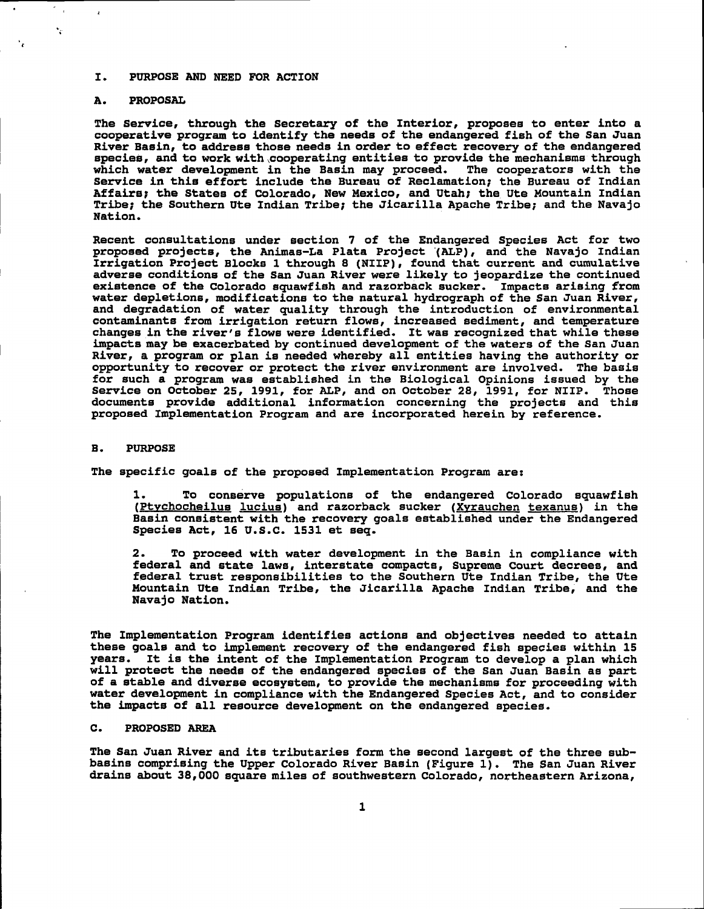## I. PURPOSE AND NEED FOR ACTION

### A. PROPOSAL

The Service, through the Secretary of the Interior, proposes to enter into a cooperative program to identify the needs of the endangered fish of the San Juan River Basin, to address those needs in order to effect recovery of the endangered species, and to work with cooperating entities to provide the mechanisms through which water development in the Basin may proceed. The cooperators with the Service in this effort include the Bureau of Reclamation; the Bureau of Indian Affairs; the States of Colorado, New Mexico, and Utah; the Ute Mountain Indian Tribe; the Southern Ute Indian Tribe; the Jicarilla Apache Tribe; and the Navajo Nation.

Recent consultations under section 7 of the Endangered Species Act for two proposed projects, the Animas-La Plata Project (ALP), and the Navajo Indian Irrigation Project Blocks 1 through 8 (NIIP), found that current and cumulative adverse conditions of the San Juan River were likely to jeopardize the continued existence of the Colorado squawfish and razorback sucker. Impacts arising from water depletions, modifications to the natural hydrograph of the San Juan River, and degradation of water quality through the introduction of environmental contaminants from irrigation return flows, increased sediment, and temperature changes in the river's flows were identified. It was recognized that while these impacts may be exacerbated by continued development of the waters of the San Juan River, a program or plan is needed whereby all entities having the authority or opportunity to recover or protect the river environment are involved. The basis for such a program was established in the Biological Opinions issued by the Service on October 25, 1991, for ALP, and on October 28, 1991, for NIIP. Those documents provide additional information concerning the projects and this proposed Implementation Program and are incorporated herein by reference.

### B. PURPOSE

The specific goals of the proposed Implementation Program are:

1. To conserve populations of the endangered Colorado squawfish (Ptychocheilus lucius) and razorback sucker (Xyrauchen texanus) in the Basin consistent with the recovery goals established under the Endangered Species Act, 16 U.S.C. 1531 et seq.

2. To proceed with water development in the Basin in compliance with federal and state laws, interstate compacts, Supreme Court decrees, and federal trust responsibilities to the Southern Ute Indian Tribe, the Ute Mountain Ute Indian Tribe, the Jicarilla Apache Indian Tribe, and the Navajo Nation.

The Implementation Program identifies actions and objectives needed to attain these goals and to implement recovery of the endangered fish species within 15 years. It is the intent of the Implementation Program to develop a plan which will protect the needs of the endangered species of the San Juan Basin as part of a stable and diverse ecosystem, to provide the mechanisms for proceeding with water development in compliance with the Endangered Species Act, and to consider the impacts of all resource development on the endangered species.

### C. PROPOSED AREA

The San Juan River and its tributaries form the second largest of the three sub-basins comprising the Upper Colorado River Basin (Figure 1). The San Juan River drains about 38,000 square miles of southwestern Colorado, northeastern Arizona,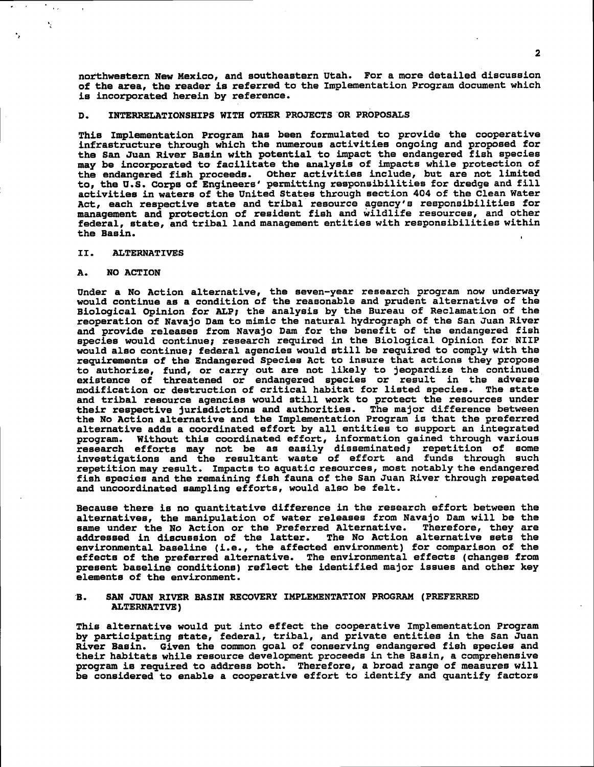northwestern New Mexico, and southeastern Utah. For a more detailed discussion of the area, the reader is referred to the Implementation Program document which is incorporated herein by reference.

### D. INTERRELATIONSHIPS WITH OTHER PROJECTS OR PROPOSALS

This Implementation Program has been formulated to provide the cooperative infrastructure through which the numerous activities ongoing and proposed for the San Juan River Basin with potential to impact the endangered fish species may be incorporated to facilitate the analysis of impacts while protection of the endangered fish proceeds. Other activities include, but are not limited to, the U.S. Corps of Engineers' permitting responsibilities for dredge and fill activities in waters of the United States through section 404 of the Clean Water Act, each respective state and tribal resource agency's responsibilities for management and protection of resident fish and wildlife resources, and other federal, state, and tribal land management entities with responsibilities within the Basin.

## II. ALTERNATIVES

### A. NO ACTION

Under a No Action alternative, the seven-year research program now underway would continue as a condition of the reasonable and prudent alternative of the Biological Opinion for ALP; the analysis by the Bureau of Reclamation of the reoperation of Navajo Dam to mimic the natural hydrograph of the San Juan River and provide releases from Navajo Dam for the benefit of the endangered fish species would continue; research required in the Biological Opinion for NIIP would also continue; federal agencies would still be required to comply with the requirements of the Endangered Species Act to insure that actions they propose to authorize, fund, or carry out are not likely to jeopardize the continued existence of threatened or endangered species or result in the adverse modification or destruction of critical habitat for listed species. The state and tribal resource agencies would still work to protect the resources under their respective jurisdictions and authorities. The major difference between the No Action alternative and the Implementation Program is that the preferred alternative adds a coordinated effort by all entities to support an integrated program. Without this coordinated effort, information gained through various research efforts may not be as easily disseminated; repetition of some investigations and the resultant waste of effort and funds through such repetition may result. Impacts to aquatic resources, most notably the endangered fish species and the remaining fish fauna of the San Juan River through repeated and uncoordinated sampling efforts, would also be felt.

Because there is no quantitative difference in the research effort between the alternatives, the manipulation of water releases from Navajo Dam will be the same under the No Action or the Preferred Alternative. Therefore, they are addressed in discussion of the latter. The No Action alternative sets the environmental baseline (i.e., the affected environment) for comparison of the effects of the preferred alternative. The environmental effects (changes from present baseline conditions) reflect the identified major issues and other key elements of the environment.

### B. SAN JUAN RIVER BASIN RECOVERY IMPLEMENTATION PROGRAM (PREFERRED ALTERNATIVE)

This alternative would put into effect the cooperative Implementation Program by participating state, federal, tribal, and private entities in the San Juan River Basin. Given the common goal of conserving endangered fish species and their habitats while resource development proceeds in the Basin, a comprehensive program is required to address both. Therefore, a broad range of measures will be considered to enable a cooperative effort to identify and quantify factors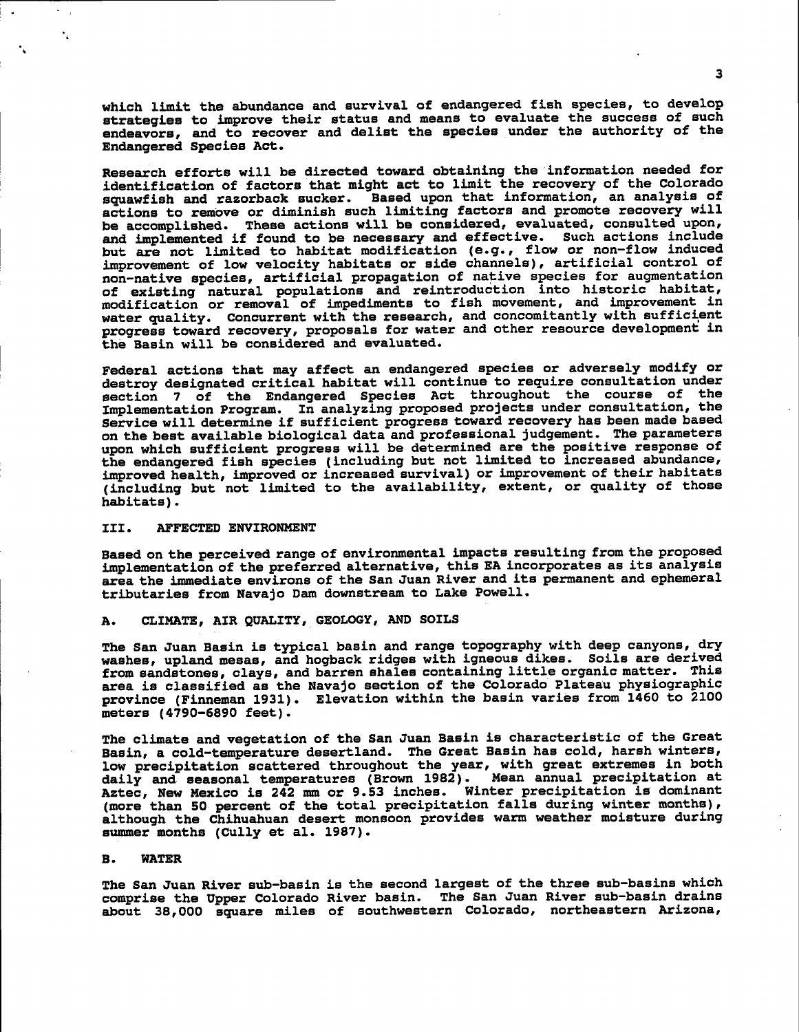which limit the abundance and survival of endangered fish species, to develop strategies to improve their status and means to evaluate the success of such endeavors, and to recover and delist the species under the authority of the Endangered Species Act.

Research efforts will be directed toward obtaining the information needed for identification of factors that might act to limit the recovery of the Colorado squawfish and razorback sucker. Based upon that information, an analysis of actions to remove or diminish such limiting factors and promote recovery will be accomplished. These actions will be considered, evaluated, consulted upon, and implemented if found to be necessary and effective. Such actions include but are not limited to habitat modification (e.g., flow or non-flow induced improvement of low velocity habitats or side channels), artificial control of non-native species, artificial propagation of native species for augmentation of existing natural populations and reintroduction into historic habitat, modification or removal of impediments to fish movement, and improvement in water quality. Concurrent with the research, and concomitantly with sufficient progress toward recovery, proposals for water and other resource development in the Basin will be considered and evaluated.

Federal actions that may affect an endangered species or adversely modify or destroy designated critical habitat will continue to require consultation under section 7 of the Endangered Species Act throughout the course of the Implementation Program. In analyzing proposed projects under consultation, the Service will determine if sufficient progress toward recovery has been made based on the best available biological data and professional judgement. The parameters upon which sufficient progress will be determined are the positive response of the endangered fish species (including but not limited to increased abundance, improved health, improved or increased survival) or improvement of their habitats (including but not limited to the availability, extent, or quality of those habitats).

## III. AFFECTED ENVIRONMENT

Based on the perceived range of environmental impacts resulting from the proposed implementation of the preferred alternative, this EA incorporates as its analysis area the immediate environs of the San Juan River and its permanent and ephemeral tributaries from Navajo Dam downstream to Lake Powell.

### A. CLIMATE, AIR QUALITY, GEOLOGY, AND SOILS

The San Juan Basin is typical basin and range topography with deep canyons, dry washes, upland mesas, and hogback ridges with igneous dikes. Soils are derived from sandstones, clays, and barren shales containing little organic matter. This area is classified as the Navajo section of the Colorado Plateau physiographic province (Finneman 1931). Elevation within the basin varies from 1460 to 2100 meters (4790-6890 feet).

The climate and vegetation of the San Juan Basin is characteristic of the Great Basin, a cold-temperature desertland. The Great Basin has cold, harsh winters, low precipitation scattered throughout the year, with great extremes in both daily and seasonal temperatures (Brown 1982). Mean annual precipitation at Aztec, New Mexico is 242 mm or 9.53 inches. Winter precipitation is dominant (more than 50 percent of the total precipitation falls during winter months), although the Chihuahuan desert monsoon provides warm weather moisture during summer months (Cully et al. 1987).

### B. WATER

The San Juan River sub-basin is the second largest of the three sub-basins which comprise the Upper Colorado River basin. The San Juan River sub-basin drains about 38,000 square miles of southwestern Colorado, northeastern Arizona,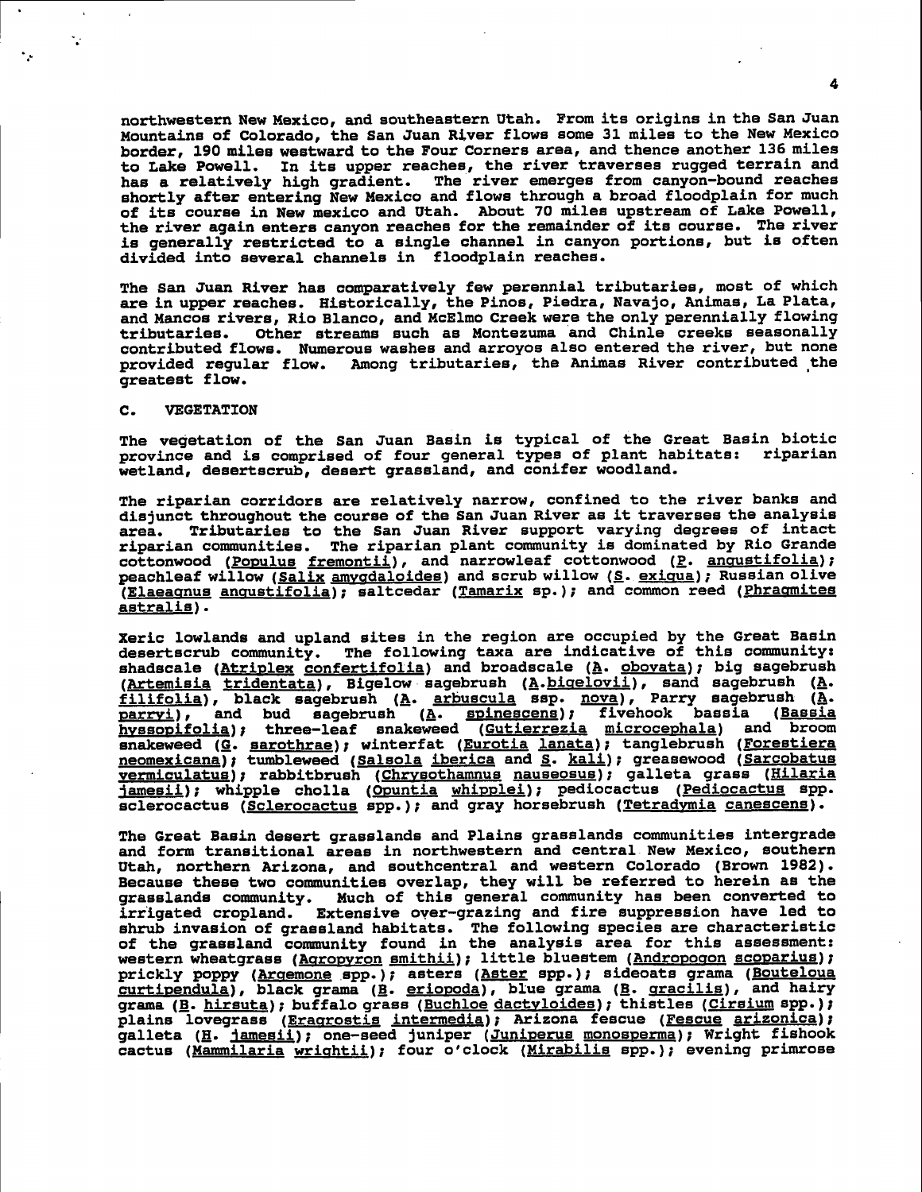northwestern New Mexico, and southeastern Utah. From its origins in the San Juan Mountains of Colorado, the San Juan River flows some 31 miles to the New Mexico border, 190 miles westward to the Four Corners area, and thence another 136 miles to Lake Powell. In its upper reaches, the river traverses rugged terrain and has a relatively high gradient. The river emerges from canyon-bound reaches shortly after entering New Mexico and flows through a broad floodplain for much of its course in New mexico and Utah. About 70 miles upstream of Lake Powell, the river again enters canyon reaches for the remainder of its course. The river is generally restricted to a single channel in canyon portions, but is often divided into several channels in floodplain reaches.

The San Juan River has comparatively few perennial tributaries, most of which are in upper reaches. Historically, the Pinos, Piedra, Navajo, Animas, La Plata, and Mancos rivers, Rio Blanco, and McElmo Creek were the only perennially flowing tributaries. Other streams such as Montezuma and Chinle creeks seasonally contributed flows. Numerous washes and arroyos also entered the river, but none provided regular flow. Among tributaries, the Animas River contributed the greatest flow.

## C. VEGETATION

The vegetation of the San Juan Basin is typical of the Great Basin biotic province and is comprised of four general types of plant habitats: riparian wetland, desertscrub, desert grassland, and conifer woodland.

The riparian corridors are relatively narrow, confined to the river banks and disjunct throughout the course of the San Juan River as it traverses the analysis area. Tributaries to the San Juan River support varying degrees of intact riparian communities. The riparian plant community is dominated by Rio Grande cottonwood (Populus fremontii), and narrowleaf cottonwood (P. angustifolia); peachleaf willow (Salix amygdaloides) and scrub willow (S. exigua); Russian olive (Elaeagnus angustifolia); saltcedar (Tamarix sp.); and common reed (Phragmites astralis).

Xeric lowlands and upland sites in the region are occupied by the Great Basin desertscrub community. The following taxa are indicative of this community: shadscale (Atriplex confertifolia) and broadscale (A. obovata); big sagebrush (Artemisia tridentata), Bigelow sagebrush (A. bigelovii), sand sagebrush (A. filifolia), black sagebrush (A. arbuscula ssp. nova), Parry sagebrush (A. parryi), and bud sagebrush (A. spinescens); fivehook bassia (Bassia hyssopifolia); three-leaf snakeweed (Gutierrezia microcephala) and broom snakeweed (G. sarothrae); winterfat (Eurotia lanata); tanglebrush (Forestiera neomexicana); tumbleweed (Salsola iberica and S. kali); greasewood (Sarcobatus vermiculatus); rabbitbrush (Chrysothamnus nauseosus); galleta grass (Hilaria jamesii); whipple cholla (Opuntia whipplei); pediocactus (Pediocactus spp. sclerocactus (Sclerocactus spp.); and gray horsebrush (Tetradymia canescens).

The Great Basin desert grasslands and Plains grasslands communities intergrade and form transitional areas in northwestern and central New Mexico, southern Utah, northern Arizona, and southcentral and western Colorado (Brown 1982). Because these two communities overlap, they will be referred to herein as the grasslands community. Much of this general community has been converted to irrigated cropland. Extensive over-grazing and fire suppression have led to shrub invasion of grassland habitats. The following species are characteristic of the grassland community found in the analysis area for this assessment: western wheatgrass (Agropyron smithii); little bluestem (Andropogon scoparius); prickly poppy (Argemone spp.); asters (Aster spp.); sideoats grama (Bouteloua curtipendula), black grama (B. eriopoda), blue grama (B. gracilis), and hairy grama (B. hirsuta); buffalo grass (Buchloe dactyloides); thistles (Cirsium spp.); plains lovegrass (Eragrostis intermedia); Arizona fescue (Fescue arizonica); galleta (H. jamesii); one-seed juniper (Juniperus monosperma); Wright fishhook cactus (Mammilaria wrightii); four o'clock (Mirabilis spp.); evening primrose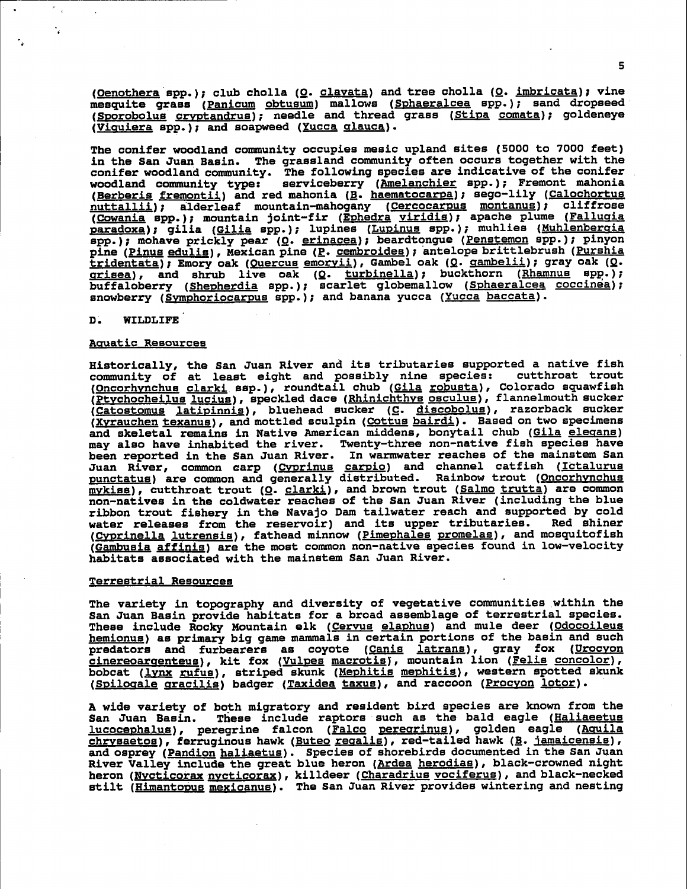(Oenothera spp.); club cholla (O. clavata) and tree cholla (O. imbricata); vine mesquite grass (Panicum obtusum) mallows (Sphaeralcea spp.); sand dropseed (Sporobolus cryptandrus); needle and thread grass (Stipa comata); goldeneye (Viguiera spp.); and soapweed (Yucca glauca).

The conifer woodland community occupies mesic upland sites (5000 to 7000 feet) in the San Juan Basin. The grassland community often occurs together with the conifer woodland community. The following species are indicative of the conifer woodland community type: serviceberry (Amelanchier spp.); Fremont mahonia (Berberis fremontii) and red mahonia (B. haematocarpa); sego-lily (Calochortus nuttallii); alderleaf mountain-mahogany (Cercocarpus montanus); cliffrose (Cowania spp.); mountain joint-fir (Ephedra viridis); apache plume (Fallugia paradoxa); gilia (Gilia spp.); lupines (Lupinus spp.); muhlies (Muhlenbergia spp.); mohave prickly pear (O. erinacea); beardtongue (Penstemon spp.); pinyon pine (Pinus edulis), Mexican pine (P. cembroides); antelope brittlebrush (Purshia tridentata); Emory oak (Quercus emoryii), Gambel oak (Q. gambelii); gray oak (Q. grisea), and shrub live oak (Q. turbinella); buckthorn (Rhamnus spp.); buffaloberry (Shepherdia spp.); scarlet globemallow (Sphaeralcea coccinea); snowberry (Symphoriocarpus spp.); and banana yucca (Yucca baccata).

## D. WILDLIFE

### Aquatic Resources

Historically, the San Juan River and its tributaries supported a native fish community of at least eight and possibly nine species: cutthroat trout (Oncorhynchus clarki ssp.), roundtail chub (Gila robusta), Colorado squawfish (Ptychocheilus lucius), speckled dace (Rhinichthys osculus), flannelmouth sucker (Catostomus latipinnis), bluehead sucker (C. discobolus), razorback sucker (Xyrauchen texanus), and mottled sculpin (Cottus bairdi). Based on two specimens and skeletal remains in Native American middens, bonytail chub (Gila elegans) may also have inhabited the river. Twenty-three non-native fish species have been reported in the San Juan River. In warmwater reaches of the mainstem San Juan River, common carp (Cyprinus carpio) and channel catfish (Ictalurus punctatus) are common and generally distributed. Rainbow trout (Oncorhynchus mykiss), cutthroat trout (O. clarki), and brown trout (Salmo trutta) are common non-natives in the coldwater reaches of the San Juan River (including the blue ribbon trout fishery in the Navajo Dam tailwater reach and supported by cold water releases from the reservoir) and its upper tributaries. Red shiner (Cyprinella lutrensis), fathead minnow (Pimephales promelas), and mosquitofish (Gambusia affinis) are the most common non-native species found in low-velocity habitats associated with the mainstem San Juan River.

### Terrestrial Resources

The variety in topography and diversity of vegetative communities within the San Juan Basin provide habitats for a broad assemblage of terrestrial species. These include Rocky Mountain elk (Cervus elaphus) and mule deer (Odocoileus hemionus) as primary big game mammals in certain portions of the basin and such predators and furbearers as coyote (Canis latrans), gray fox (Urocyon cinereoargenteus), kit fox (Vulpes macrotis), mountain lion (Felis concolor), bobcat (lynx rufus), striped skunk (Mephitis mephitis), western spotted skunk (Spilogale gracilis) badger (Taxidea taxus), and raccoon (Procyon lotor).

A wide variety of both migratory and resident bird species are known from the San Juan Basin. These include raptors such as the bald eagle (Haliaeetus lucocephalus), peregrine falcon (Falco peregrinus), golden eagle (Aquila chrysaetos), ferruginous hawk (Buteo regalis), red-tailed hawk (B. jamaicensis), and osprey (Pandion haliaetus). Species of shorebirds documented in the San Juan River Valley include the great blue heron (Ardea herodias), black-crowned night heron (Nycticorax nycticorax), killdeer (Charadrius vociferus), and black-necked stilt (Himantopus mexicanus). The San Juan River provides wintering and nesting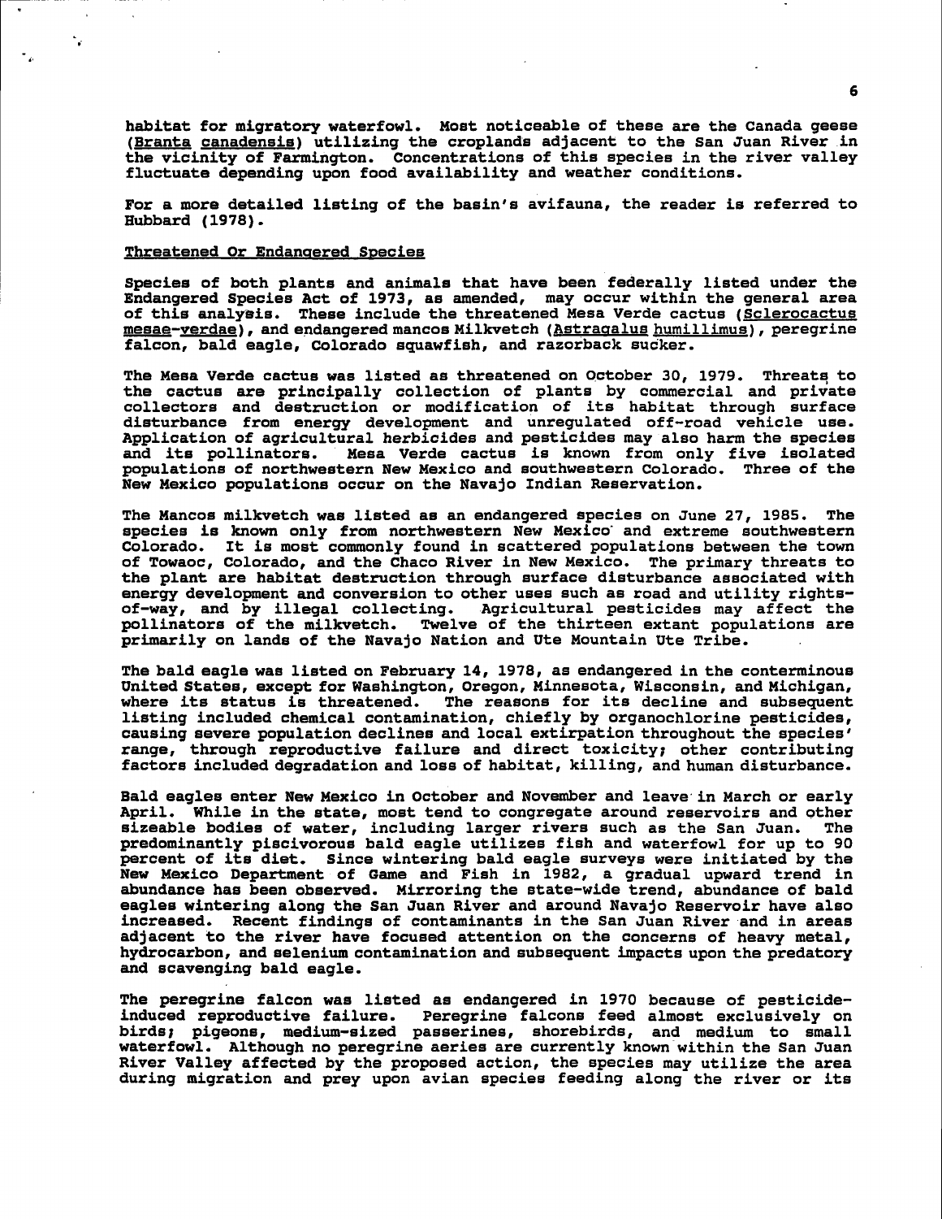habitat for migratory waterfowl. Most noticeable of these are the Canada geese (Branta canadensis) utilizing the croplands adjacent to the San Juan River in the vicinity of Farmington. Concentrations of this species in the river valley fluctuate depending upon food availability and weather conditions.

For a more detailed listing of the basin's avifauna, the reader is referred to Hubbard (1978).

### Threatened Or Endangered Species

Species of both plants and animals that have been federally listed under the Endangered Species Act of 1973, as amended, may occur within the general area of this analysis. These include the threatened Mesa Verde cactus (*Sclerocactus mesae-verdae*), and endangered mancos Milkvetch (*Astragalus humillimus*), peregrine falcon, bald eagle, Colorado squawfish, and razorback sucker.

The Mesa Verde cactus was listed as threatened on October 30, 1979. Threats to the cactus are principally collection of plants by commercial and private collectors and destruction or modification of its habitat through surface disturbance from energy development and unregulated off-road vehicle use. Application of agricultural herbicides and pesticides may also harm the species and its pollinators. Mesa Verde cactus is known from only five isolated populations of northwestern New Mexico and southwestern Colorado. Three of the New Mexico populations occur on the Navajo Indian Reservation.

The Mancos milkvetch was listed as an endangered species on June 27, 1985. The species is known only from northwestern New Mexico and extreme southwestern Colorado. It is most commonly found in scattered populations between the town of Towaoc, Colorado, and the Chaco River in New Mexico. The primary threats to the plant are habitat destruction through surface disturbance associated with energy development and conversion to other uses such as road and utility rights-of-way, and by illegal collecting. Agricultural pesticides may affect the pollinators of the milkvetch. Twelve of the thirteen extant populations are primarily on lands of the Navajo Nation and Ute Mountain Ute Tribe.

The bald eagle was listed on February 14, 1978, as endangered in the conterminous United States, except for Washington, Oregon, Minnesota, Wisconsin, and Michigan, where its status is threatened. The reasons for its decline and subsequent listing included chemical contamination, chiefly by organochlorine pesticides, causing severe population declines and local extirpation throughout the species' range, through reproductive failure and direct toxicity; other contributing factors included degradation and loss of habitat, killing, and human disturbance.

Bald eagles enter New Mexico in October and November and leave in March or early April. While in the state, most tend to congregate around reservoirs and other sizeable bodies of water, including larger rivers such as the San Juan. The predominantly piscivorous bald eagle utilizes fish and waterfowl for up to 90 percent of its diet. Since wintering bald eagle surveys were initiated by the New Mexico Department of Game and Fish in 1982, a gradual upward trend in abundance has been observed. Mirroring the state-wide trend, abundance of bald eagles wintering along the San Juan River and around Navajo Reservoir have also increased. Recent findings of contaminants in the San Juan River and in areas adjacent to the river have focused attention on the concerns of heavy metal, hydrocarbon, and selenium contamination and subsequent impacts upon the predatory and scavenging bald eagle.

The peregrine falcon was listed as endangered in 1970 because of pesticide-induced reproductive failure. Peregrine falcons feed almost exclusively on birds; pigeons, medium-sized passerines, shorebirds, and medium to small waterfowl. Although no peregrine aeries are currently known within the San Juan River Valley affected by the proposed action, the species may utilize the area during migration and prey upon avian species feeding along the river or its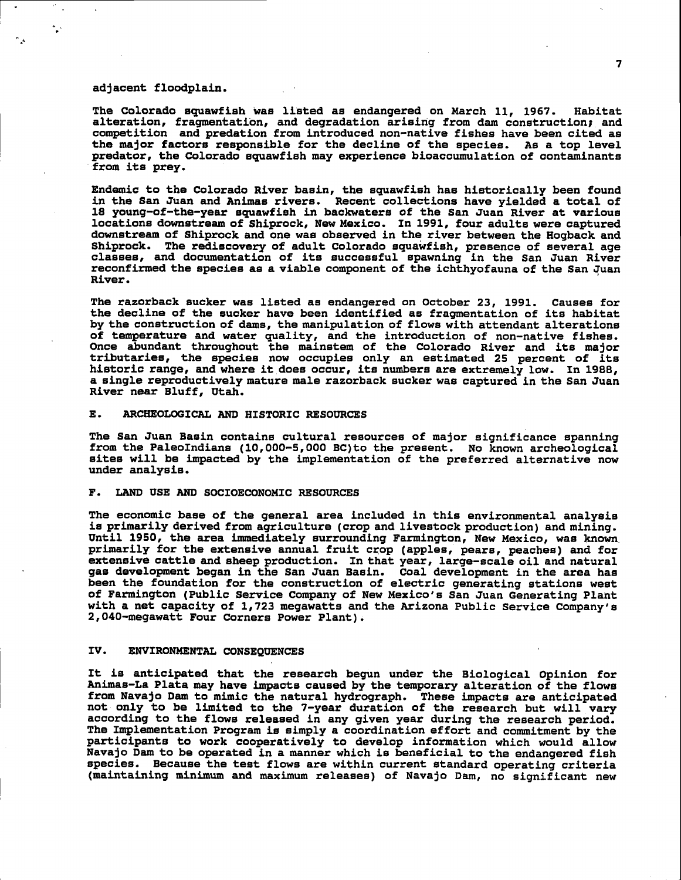adjacent floodplain.

The Colorado squawfish was listed as endangered on March 11, 1967. Habitat alteration, fragmentation, and degradation arising from dam construction; and competition and predation from introduced non-native fishes have been cited as the major factors responsible for the decline of the species. As a top level predator, the Colorado squawfish may experience bioaccumulation of contaminants from its prey.

Endemic to the Colorado River basin, the squawfish has historically been found in the San Juan and Animas rivers. Recent collections have yielded a total of 18 young-of-the-year squawfish in backwaters of the San Juan River at various locations downstream of Shiprock, New Mexico. In 1991, four adults were captured downstream of Shiprock and one was observed in the river between the Hogback and Shiprock. The rediscovery of adult Colorado squawfish, presence of several age classes, and documentation of its successful spawning in the San Juan River reconfirmed the species as a viable component of the ichthyofauna of the San Juan River.

The razorback sucker was listed as endangered on October 23, 1991. Causes for the decline of the sucker have been identified as fragmentation of its habitat by the construction of dams, the manipulation of flows with attendant alterations of temperature and water quality, and the introduction of non-native fishes. Once abundant throughout the mainstem of the Colorado River and its major tributaries, the species now occupies only an estimated 25 percent of its historic range, and where it does occur, its numbers are extremely low. In 1988, a single reproductively mature male razorback sucker was captured in the San Juan River near Bluff, Utah.

### E. ARCHEOLOGICAL AND HISTORIC RESOURCES

The San Juan Basin contains cultural resources of major significance spanning from the PaleoIndians (10,000-5,000 BC)to the present. No known archeological sites will be impacted by the implementation of the preferred alternative now under analysis.

### F. LAND USE AND SOCIOECONOMIC RESOURCES

The economic base of the general area included in this environmental analysis is primarily derived from agriculture (crop and livestock production) and mining. Until 1950, the area immediately surrounding Farmington, New Mexico, was known primarily for the extensive annual fruit crop (apples, pears, peaches) and for extensive cattle and sheep production. In that year, large-scale oil and natural gas development began in the San Juan Basin. Coal development in the area has been the foundation for the construction of electric generating stations west of Farmington (Public Service Company of New Mexico's San Juan Generating Plant with a net capacity of 1,723 megawatts and the Arizona Public Service Company's 2,040-megawatt Four Corners Power Plant).

## IV. ENVIRONMENTAL CONSEQUENCES

It is anticipated that the research begun under the Biological Opinion for Animas-La Plata may have impacts caused by the temporary alteration of the flows from Navajo Dam to mimic the natural hydrograph. These impacts are anticipated not only to be limited to the 7-year duration of the research but will vary according to the flows released in any given year during the research period. The Implementation Program is simply a coordination effort and commitment by the participants to work cooperatively to develop information which would allow Navajo Dam to be operated in a manner which is beneficial to the endangered fish species. Because the test flows are within current standard operating criteria (maintaining minimum and maximum releases) of Navajo Dam, no significant new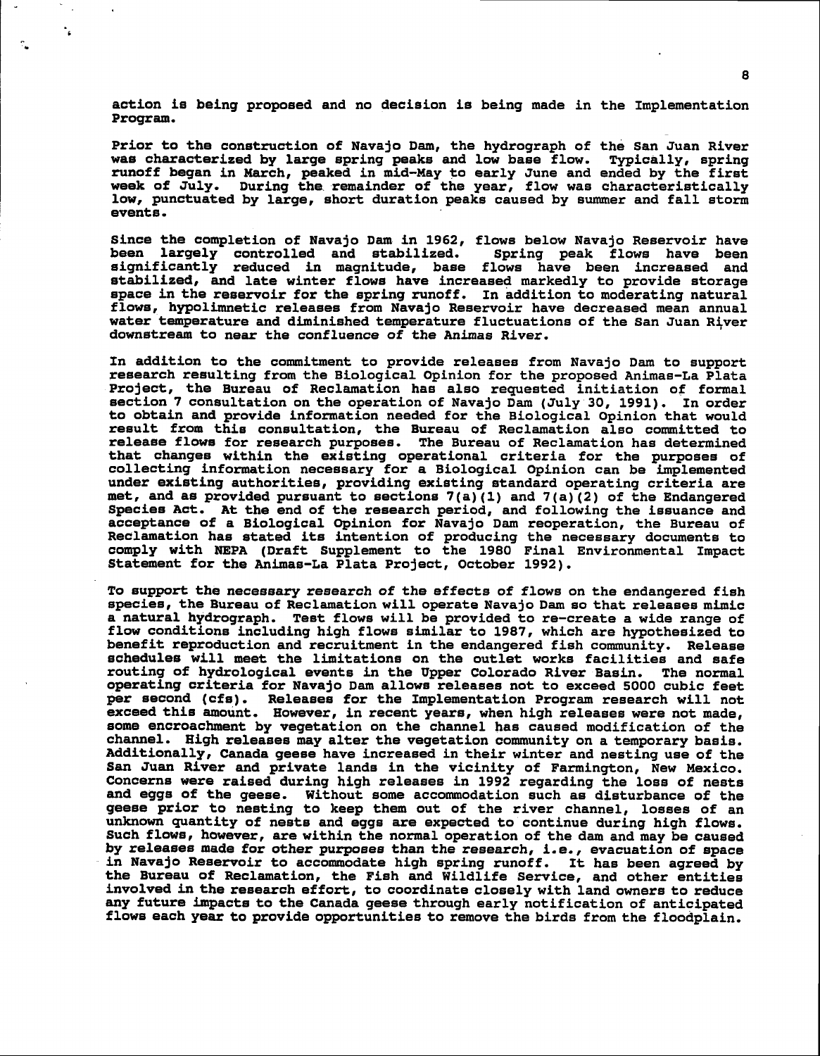action is being proposed and no decision is being made in the Implementation Program.

Prior to the construction of Navajo Dam, the hydrograph of the San Juan River was characterized by large spring peaks and low base flow. Typically, spring runoff began in March, peaked in mid-May to early June and ended by the first week of July. During the remainder of the year, flow was characteristically low, punctuated by large, short duration peaks caused by summer and fall storm events.

Since the completion of Navajo Dam in 1962, flows below Navajo Reservoir have been largely controlled and stabilized. Spring peak flows have been significantly reduced in magnitude, base flows have been increased and stabilized, and late winter flows have increased markedly to provide storage space in the reservoir for the spring runoff. In addition to moderating natural flows, hypolimnetic releases from Navajo Reservoir have decreased mean annual water temperature and diminished temperature fluctuations of the San Juan River downstream to near the confluence of the Animas River.

In addition to the commitment to provide releases from Navajo Dam to support research resulting from the Biological Opinion for the proposed Animas-La Plata Project, the Bureau of Reclamation has also requested initiation of formal section 7 consultation on the operation of Navajo Dam (July 30, 1991). In order to obtain and provide information needed for the Biological Opinion that would result from this consultation, the Bureau of Reclamation also committed to release flows for research purposes. The Bureau of Reclamation has determined that changes within the existing operational criteria for the purposes of collecting information necessary for a Biological Opinion can be implemented under existing authorities, providing existing standard operating criteria are met, and as provided pursuant to sections 7(a)(1) and 7(a)(2) of the Endangered Species Act. At the end of the research period, and following the issuance and acceptance of a Biological Opinion for Navajo Dam reoperation, the Bureau of Reclamation has stated its intention of producing the necessary documents to comply with NEPA (Draft Supplement to the 1980 Final Environmental Impact Statement for the Animas-La Plata Project, October 1992).

To support the necessary research of the effects of flows on the endangered fish species, the Bureau of Reclamation will operate Navajo Dam so that releases mimic a natural hydrograph. Test flows will be provided to re-create a wide range of flow conditions including high flows similar to 1987, which are hypothesized to benefit reproduction and recruitment in the endangered fish community. Release schedules will meet the limitations on the outlet works facilities and safe routing of hydrological events in the Upper Colorado River Basin. The normal operating criteria for Navajo Dam allows releases not to exceed 5000 cubic feet per second (cfs). Releases for the Implementation Program research will not exceed this amount. However, in recent years, when high releases were not made, some encroachment by vegetation on the channel has caused modification of the channel. High releases may alter the vegetation community on a temporary basis. Additionally, Canada geese have increased in their winter and nesting use of the San Juan River and private lands in the vicinity of Farmington, New Mexico. Concerns were raised during high releases in 1992 regarding the loss of nests and eggs of the geese. Without some accommodation such as disturbance of the geese prior to nesting to keep them out of the river channel, losses of an unknown quantity of nests and eggs are expected to continue during high flows. Such flows, however, are within the normal operation of the dam and may be caused by releases made for other purposes than the research, i.e., evacuation of space in Navajo Reservoir to accommodate high spring runoff. It has been agreed by the Bureau of Reclamation, the Fish and Wildlife Service, and other entities involved in the research effort, to coordinate closely with land owners to reduce any future impacts to the Canada geese through early notification of anticipated flows each year to provide opportunities to remove the birds from the floodplain.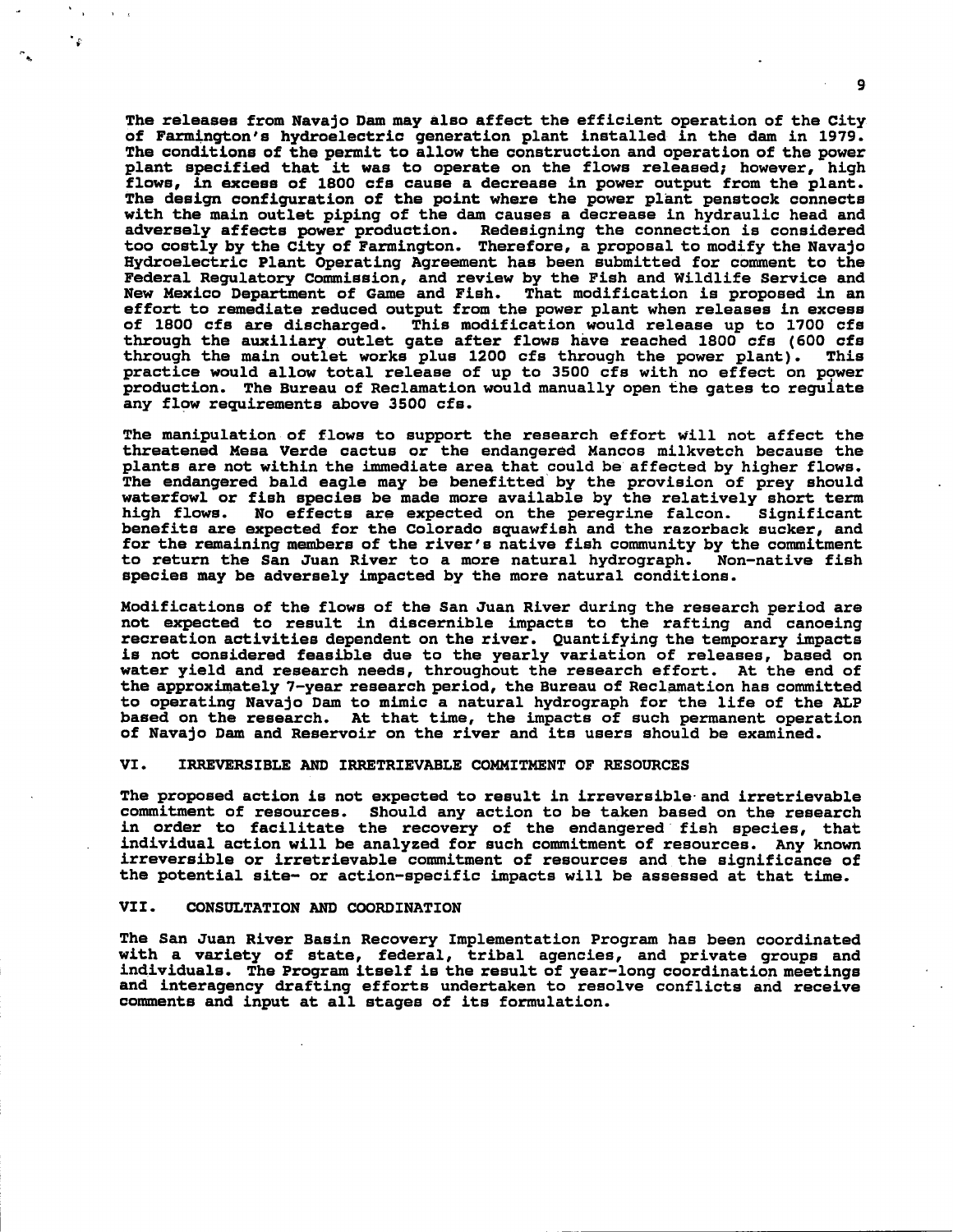The releases from Navajo Dam may also affect the efficient operation of the City of Farmington's hydroelectric generation plant installed in the dam in 1979. The conditions of the permit to allow the construction and operation of the power plant specified that it was to operate on the flows released; however, high flows, in excess of 1800 cfs cause a decrease in power output from the plant. The design configuration of the point where the power plant penstock connects with the main outlet piping of the dam causes a decrease in hydraulic head and adversely affects power production. Redesigning the connection is considered too costly by the City of Farmington. Therefore, a proposal to modify the Navajo Hydroelectric Plant Operating Agreement has been submitted for comment to the Federal Regulatory Commission, and review by the Fish and Wildlife Service and New Mexico Department of Game and Fish. That modification is proposed in an effort to remediate reduced output from the power plant when releases in excess of 1800 cfs are discharged. This modification would release up to 1700 cfs through the auxiliary outlet gate after flows have reached 1800 cfs (600 cfs through the main outlet works plus 1200 cfs through the power plant). This practice would allow total release of up to 3500 cfs with no effect on power production. The Bureau of Reclamation would manually open the gates to regulate any flow requirements above 3500 cfs.

The manipulation of flows to support the research effort will not affect the threatened Mesa Verde cactus or the endangered Mancos milkvetch because the plants are not within the immediate area that could be affected by higher flows. The endangered bald eagle may be benefitted by the provision of prey should waterfowl or fish species be made more available by the relatively short term high flows. No effects are expected on the peregrine falcon. Significant benefits are expected for the Colorado squawfish and the razorback sucker, and for the remaining members of the river's native fish community by the commitment to return the San Juan River to a more natural hydrograph. Non-native fish species may be adversely impacted by the more natural conditions.

Modifications of the flows of the San Juan River during the research period are not expected to result in discernible impacts to the rafting and canoeing recreation activities dependent on the river. Quantifying the temporary impacts is not considered feasible due to the yearly variation of releases, based on water yield and research needs, throughout the research effort. At the end of the approximately 7-year research period, the Bureau of Reclamation has committed to operating Navajo Dam to mimic a natural hydrograph for the life of the ALP based on the research. At that time, the impacts of such permanent operation of Navajo Dam and Reservoir on the river and its users should be examined.

## VI. IRREVERSIBLE AND IRRETRIEVABLE COMMITMENT OF RESOURCES

The proposed action is not expected to result in irreversible and irretrievable commitment of resources. Should any action to be taken based on the research in order to facilitate the recovery of the endangered fish species, that individual action will be analyzed for such commitment of resources. Any known irreversible or irretrievable commitment of resources and the significance of the potential site- or action-specific impacts will be assessed at that time.

## VII. CONSULTATION AND COORDINATION

The San Juan River Basin Recovery Implementation Program has been coordinated with a variety of state, federal, tribal agencies, and private groups and individuals. The Program itself is the result of year-long coordination meetings and interagency drafting efforts undertaken to resolve conflicts and receive comments and input at all stages of its formulation.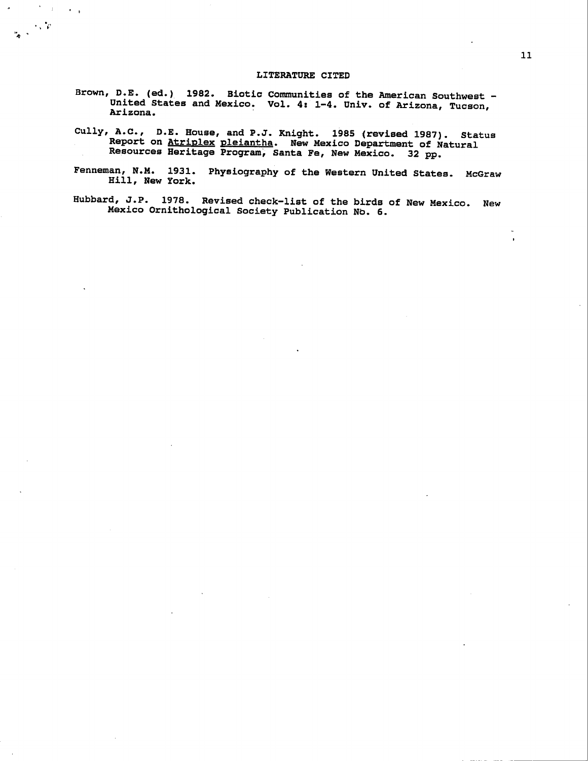## LITERATURE CITED

Brown, D.E. (ed.) 1982. Biotic Communities of the American Southwest - United States and Mexico. Vol. 4: 1-4. Univ. of Arizona, Tucson, Arizona.

Cully, A.C., D.E. House, and P.J. Knight. 1985 (revised 1987). Status Report on *Atriplex pleiantha*. New Mexico Department of Natural Resources Heritage Program, Santa Fe, New Mexico. 32 pp.

Fenneman, N.M. 1931. Physiography of the Western United States. McGraw Hill, New York.

Hubbard, J.P. 1978. Revised check-list of the birds of New Mexico. New Mexico Ornithological Society Publication No. 6.